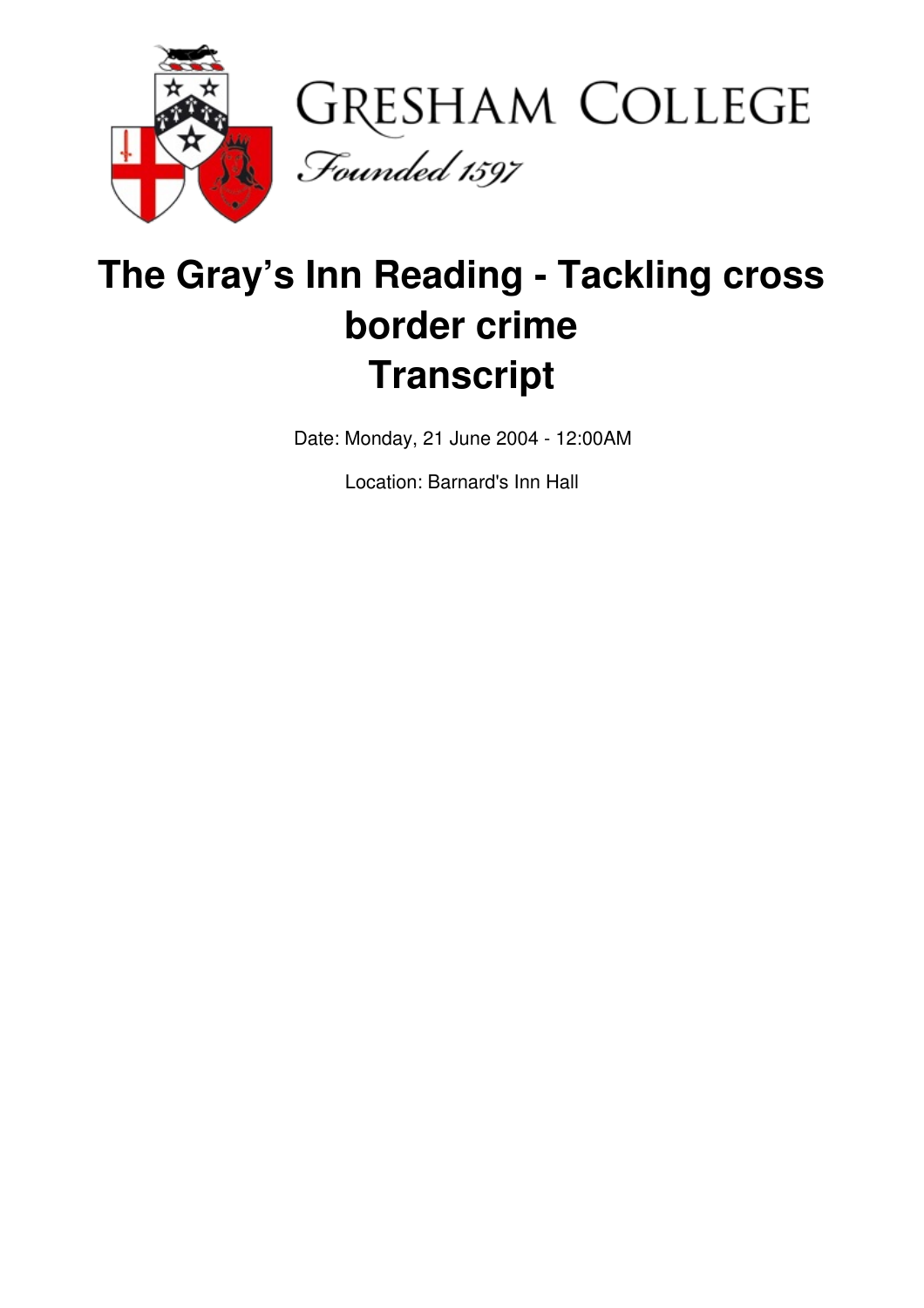# The Gray's Inn Reading - Tackling cross border crime
# Transcript

Date: Monday, 21 June 2004 - 12:00AM

Location: Barnard's Inn Hall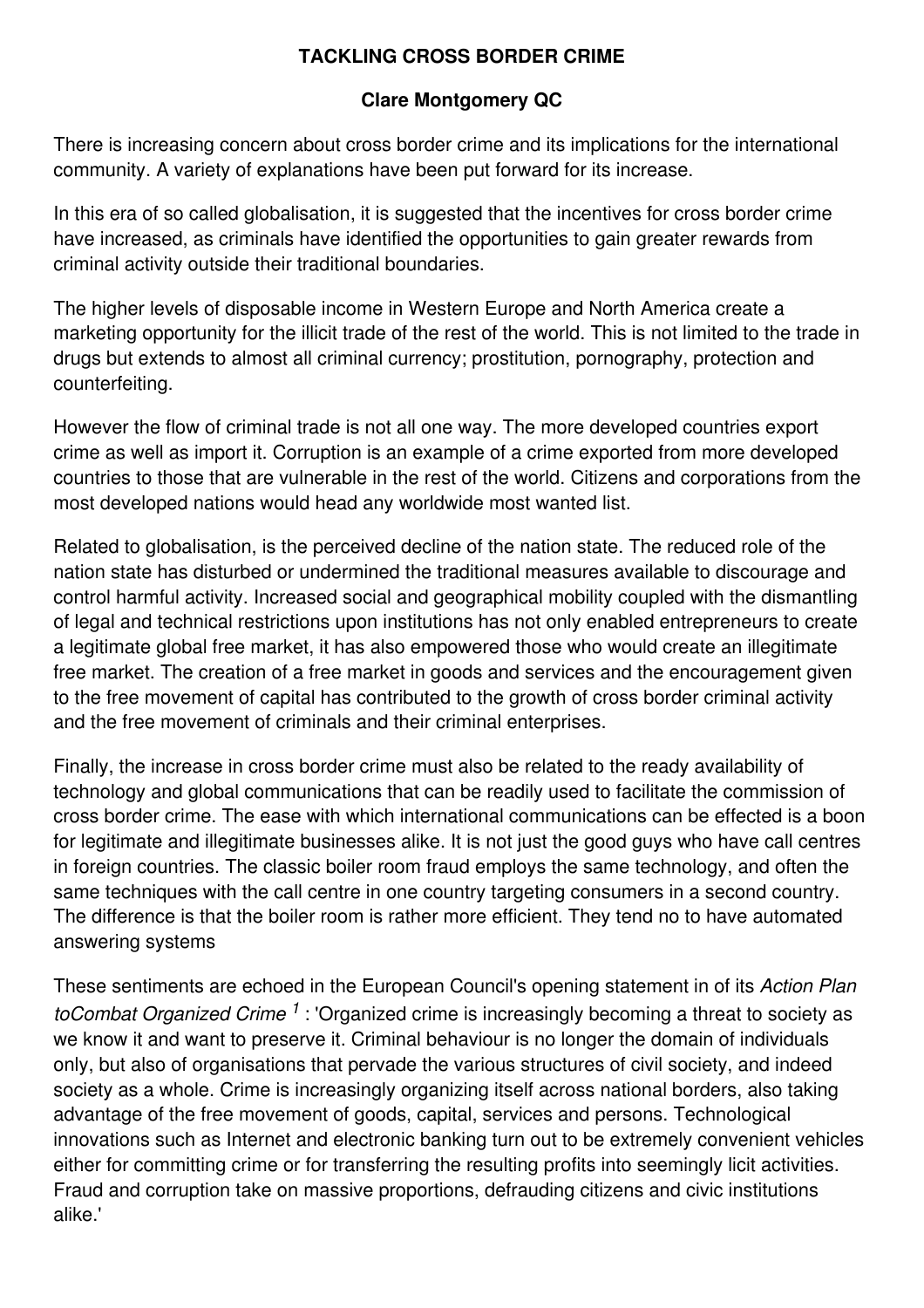**TACKLING CROSS BORDER CRIME**

**Clare Montgomery QC**

There is increasing concern about cross border crime and its implications for the international community. A variety of explanations have been put forward for its increase.

In this era of so called globalisation, it is suggested that the incentives for cross border crime have increased, as criminals have identified the opportunities to gain greater rewards from criminal activity outside their traditional boundaries.

The higher levels of disposable income in Western Europe and North America create a marketing opportunity for the illicit trade of the rest of the world. This is not limited to the trade in drugs but extends to almost all criminal currency; prostitution, pornography, protection and counterfeiting.

However the flow of criminal trade is not all one way. The more developed countries export crime as well as import it. Corruption is an example of a crime exported from more developed countries to those that are vulnerable in the rest of the world. Citizens and corporations from the most developed nations would head any worldwide most wanted list.

Related to globalisation, is the perceived decline of the nation state. The reduced role of the nation state has disturbed or undermined the traditional measures available to discourage and control harmful activity. Increased social and geographical mobility coupled with the dismantling of legal and technical restrictions upon institutions has not only enabled entrepreneurs to create a legitimate global free market, it has also empowered those who would create an illegitimate free market. The creation of a free market in goods and services and the encouragement given to the free movement of capital has contributed to the growth of cross border criminal activity and the free movement of criminals and their criminal enterprises.

Finally, the increase in cross border crime must also be related to the ready availability of technology and global communications that can be readily used to facilitate the commission of cross border crime. The ease with which international communications can be effected is a boon for legitimate and illegitimate businesses alike. It is not just the good guys who have call centres in foreign countries. The classic boiler room fraud employs the same technology, and often the same techniques with the call centre in one country targeting consumers in a second country. The difference is that the boiler room is rather more efficient. They tend no to have automated answering systems

These sentiments are echoed in the European Council's opening statement in of its *Action Plan toCombat Organized Crime* [1] : 'Organized crime is increasingly becoming a threat to society as we know it and want to preserve it. Criminal behaviour is no longer the domain of individuals only, but also of organisations that pervade the various structures of civil society, and indeed society as a whole. Crime is increasingly organizing itself across national borders, also taking advantage of the free movement of goods, capital, services and persons. Technological innovations such as Internet and electronic banking turn out to be extremely convenient vehicles either for committing crime or for transferring the resulting profits into seemingly licit activities. Fraud and corruption take on massive proportions, defrauding citizens and civic institutions alike.'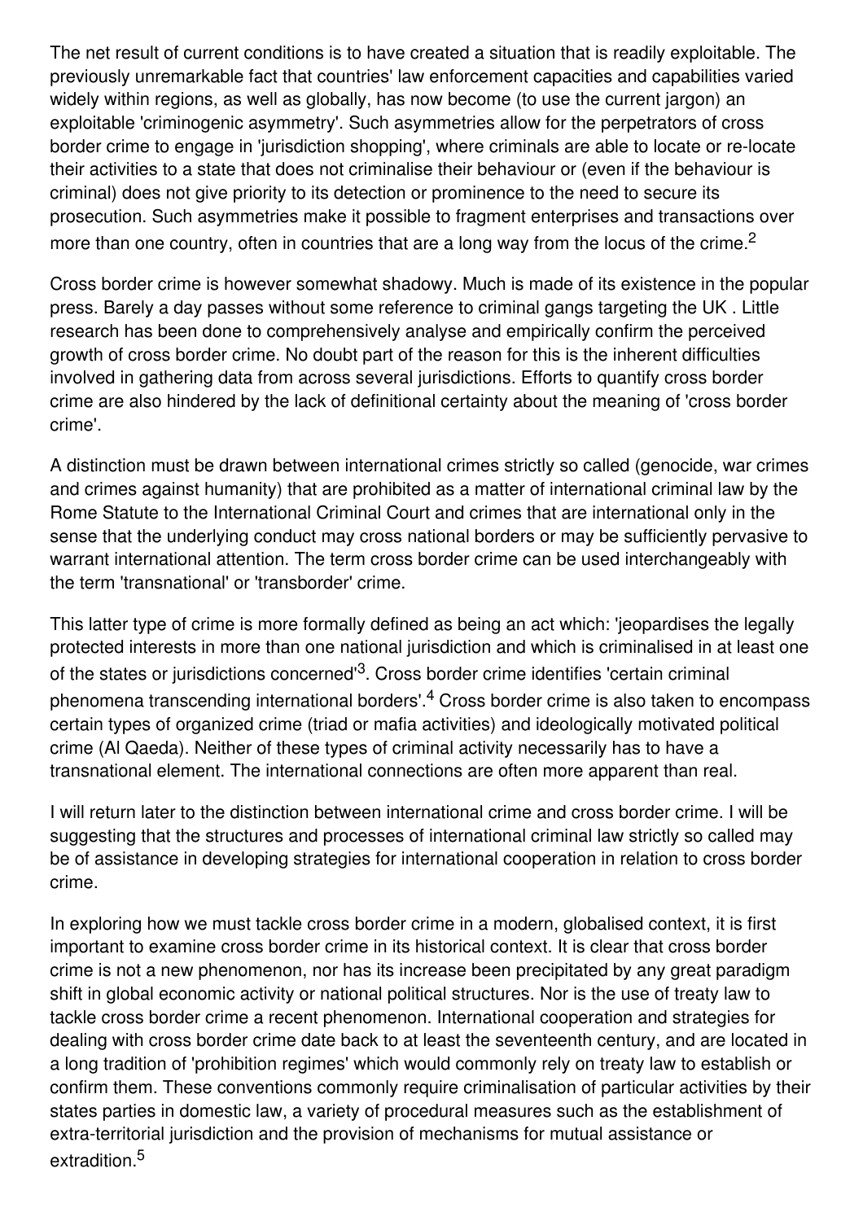The net result of current conditions is to have created a situation that is readily exploitable. The previously unremarkable fact that countries' law enforcement capacities and capabilities varied widely within regions, as well as globally, has now become (to use the current jargon) an exploitable 'criminogenic asymmetry'. Such asymmetries allow for the perpetrators of cross border crime to engage in 'jurisdiction shopping', where criminals are able to locate or re-locate their activities to a state that does not criminalise their behaviour or (even if the behaviour is criminal) does not give priority to its detection or prominence to the need to secure its prosecution. Such asymmetries make it possible to fragment enterprises and transactions over more than one country, often in countries that are a long way from the locus of the crime.[2]

Cross border crime is however somewhat shadowy. Much is made of its existence in the popular press. Barely a day passes without some reference to criminal gangs targeting the UK . Little research has been done to comprehensively analyse and empirically confirm the perceived growth of cross border crime. No doubt part of the reason for this is the inherent difficulties involved in gathering data from across several jurisdictions. Efforts to quantify cross border crime are also hindered by the lack of definitional certainty about the meaning of 'cross border crime'.

A distinction must be drawn between international crimes strictly so called (genocide, war crimes and crimes against humanity) that are prohibited as a matter of international criminal law by the Rome Statute to the International Criminal Court and crimes that are international only in the sense that the underlying conduct may cross national borders or may be sufficiently pervasive to warrant international attention. The term cross border crime can be used interchangeably with the term 'transnational' or 'transborder' crime.

This latter type of crime is more formally defined as being an act which: 'jeopardises the legally protected interests in more than one national jurisdiction and which is criminalised in at least one of the states or jurisdictions concerned'[3]. Cross border crime identifies 'certain criminal phenomena transcending international borders'.[4] Cross border crime is also taken to encompass certain types of organized crime (triad or mafia activities) and ideologically motivated political crime (Al Qaeda). Neither of these types of criminal activity necessarily has to have a transnational element. The international connections are often more apparent than real.

I will return later to the distinction between international crime and cross border crime. I will be suggesting that the structures and processes of international criminal law strictly so called may be of assistance in developing strategies for international cooperation in relation to cross border crime.

In exploring how we must tackle cross border crime in a modern, globalised context, it is first important to examine cross border crime in its historical context. It is clear that cross border crime is not a new phenomenon, nor has its increase been precipitated by any great paradigm shift in global economic activity or national political structures. Nor is the use of treaty law to tackle cross border crime a recent phenomenon. International cooperation and strategies for dealing with cross border crime date back to at least the seventeenth century, and are located in a long tradition of 'prohibition regimes' which would commonly rely on treaty law to establish or confirm them. These conventions commonly require criminalisation of particular activities by their states parties in domestic law, a variety of procedural measures such as the establishment of extra-territorial jurisdiction and the provision of mechanisms for mutual assistance or extradition.[5]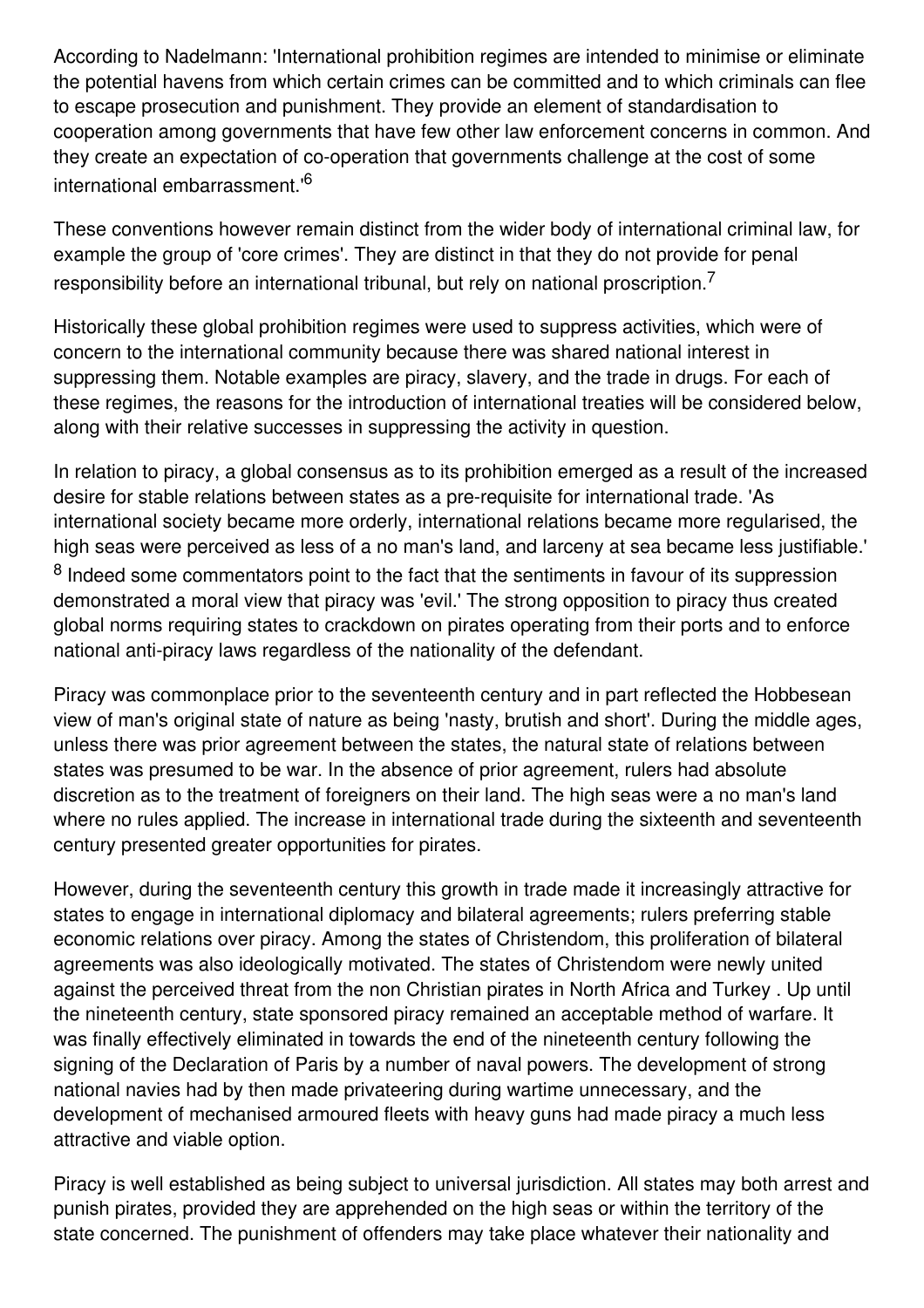According to Nadelmann: 'International prohibition regimes are intended to minimise or eliminate the potential havens from which certain crimes can be committed and to which criminals can flee to escape prosecution and punishment. They provide an element of standardisation to cooperation among governments that have few other law enforcement concerns in common. And they create an expectation of co-operation that governments challenge at the cost of some international embarrassment.'[6]

These conventions however remain distinct from the wider body of international criminal law, for example the group of 'core crimes'. They are distinct in that they do not provide for penal responsibility before an international tribunal, but rely on national proscription.[7]

Historically these global prohibition regimes were used to suppress activities, which were of concern to the international community because there was shared national interest in suppressing them. Notable examples are piracy, slavery, and the trade in drugs. For each of these regimes, the reasons for the introduction of international treaties will be considered below, along with their relative successes in suppressing the activity in question.

In relation to piracy, a global consensus as to its prohibition emerged as a result of the increased desire for stable relations between states as a pre-requisite for international trade. 'As international society became more orderly, international relations became more regularised, the high seas were perceived as less of a no man's land, and larceny at sea became less justifiable.'[8] Indeed some commentators point to the fact that the sentiments in favour of its suppression demonstrated a moral view that piracy was 'evil.' The strong opposition to piracy thus created global norms requiring states to crackdown on pirates operating from their ports and to enforce national anti-piracy laws regardless of the nationality of the defendant.

Piracy was commonplace prior to the seventeenth century and in part reflected the Hobbesean view of man's original state of nature as being 'nasty, brutish and short'. During the middle ages, unless there was prior agreement between the states, the natural state of relations between states was presumed to be war. In the absence of prior agreement, rulers had absolute discretion as to the treatment of foreigners on their land. The high seas were a no man's land where no rules applied. The increase in international trade during the sixteenth and seventeenth century presented greater opportunities for pirates.

However, during the seventeenth century this growth in trade made it increasingly attractive for states to engage in international diplomacy and bilateral agreements; rulers preferring stable economic relations over piracy. Among the states of Christendom, this proliferation of bilateral agreements was also ideologically motivated. The states of Christendom were newly united against the perceived threat from the non Christian pirates in North Africa and Turkey . Up until the nineteenth century, state sponsored piracy remained an acceptable method of warfare. It was finally effectively eliminated in towards the end of the nineteenth century following the signing of the Declaration of Paris by a number of naval powers. The development of strong national navies had by then made privateering during wartime unnecessary, and the development of mechanised armoured fleets with heavy guns had made piracy a much less attractive and viable option.

Piracy is well established as being subject to universal jurisdiction. All states may both arrest and punish pirates, provided they are apprehended on the high seas or within the territory of the state concerned. The punishment of offenders may take place whatever their nationality and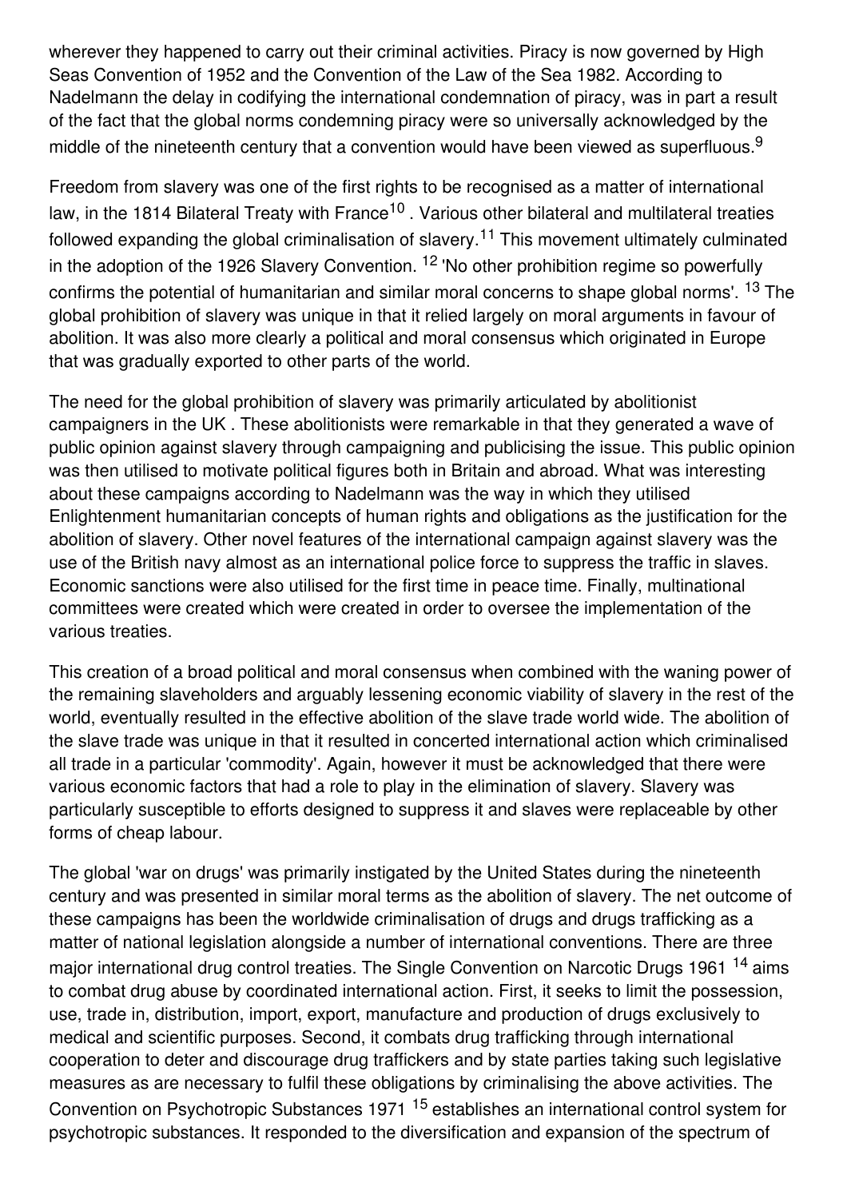wherever they happened to carry out their criminal activities. Piracy is now governed by High Seas Convention of 1952 and the Convention of the Law of the Sea 1982. According to Nadelmann the delay in codifying the international condemnation of piracy, was in part a result of the fact that the global norms condemning piracy were so universally acknowledged by the middle of the nineteenth century that a convention would have been viewed as superfluous.[9]

Freedom from slavery was one of the first rights to be recognised as a matter of international law, in the 1814 Bilateral Treaty with France[10] . Various other bilateral and multilateral treaties followed expanding the global criminalisation of slavery.[11] This movement ultimately culminated in the adoption of the 1926 Slavery Convention. [12] 'No other prohibition regime so powerfully confirms the potential of humanitarian and similar moral concerns to shape global norms'. [13] The global prohibition of slavery was unique in that it relied largely on moral arguments in favour of abolition. It was also more clearly a political and moral consensus which originated in Europe that was gradually exported to other parts of the world.

The need for the global prohibition of slavery was primarily articulated by abolitionist campaigners in the UK . These abolitionists were remarkable in that they generated a wave of public opinion against slavery through campaigning and publicising the issue. This public opinion was then utilised to motivate political figures both in Britain and abroad. What was interesting about these campaigns according to Nadelmann was the way in which they utilised Enlightenment humanitarian concepts of human rights and obligations as the justification for the abolition of slavery. Other novel features of the international campaign against slavery was the use of the British navy almost as an international police force to suppress the traffic in slaves. Economic sanctions were also utilised for the first time in peace time. Finally, multinational committees were created which were created in order to oversee the implementation of the various treaties.

This creation of a broad political and moral consensus when combined with the waning power of the remaining slaveholders and arguably lessening economic viability of slavery in the rest of the world, eventually resulted in the effective abolition of the slave trade world wide. The abolition of the slave trade was unique in that it resulted in concerted international action which criminalised all trade in a particular 'commodity'. Again, however it must be acknowledged that there were various economic factors that had a role to play in the elimination of slavery. Slavery was particularly susceptible to efforts designed to suppress it and slaves were replaceable by other forms of cheap labour.

The global 'war on drugs' was primarily instigated by the United States during the nineteenth century and was presented in similar moral terms as the abolition of slavery. The net outcome of these campaigns has been the worldwide criminalisation of drugs and drugs trafficking as a matter of national legislation alongside a number of international conventions. There are three major international drug control treaties. The Single Convention on Narcotic Drugs 1961 [14] aims to combat drug abuse by coordinated international action. First, it seeks to limit the possession, use, trade in, distribution, import, export, manufacture and production of drugs exclusively to medical and scientific purposes. Second, it combats drug trafficking through international cooperation to deter and discourage drug traffickers and by state parties taking such legislative measures as are necessary to fulfil these obligations by criminalising the above activities. The Convention on Psychotropic Substances 1971 [15] establishes an international control system for psychotropic substances. It responded to the diversification and expansion of the spectrum of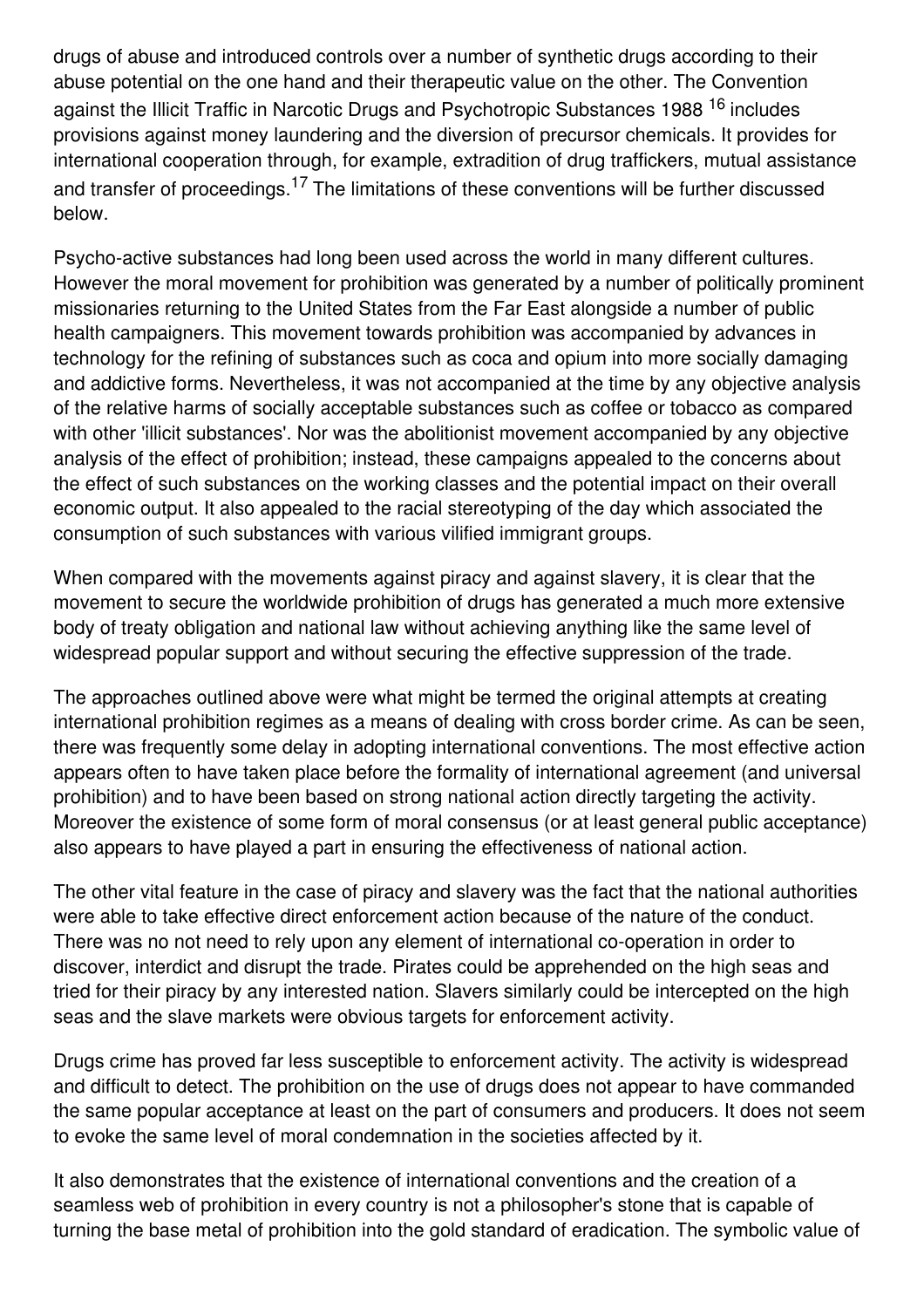drugs of abuse and introduced controls over a number of synthetic drugs according to their abuse potential on the one hand and their therapeutic value on the other. The Convention against the Illicit Traffic in Narcotic Drugs and Psychotropic Substances 1988 [16] includes provisions against money laundering and the diversion of precursor chemicals. It provides for international cooperation through, for example, extradition of drug traffickers, mutual assistance and transfer of proceedings.[17] The limitations of these conventions will be further discussed below.

Psycho-active substances had long been used across the world in many different cultures. However the moral movement for prohibition was generated by a number of politically prominent missionaries returning to the United States from the Far East alongside a number of public health campaigners. This movement towards prohibition was accompanied by advances in technology for the refining of substances such as coca and opium into more socially damaging and addictive forms. Nevertheless, it was not accompanied at the time by any objective analysis of the relative harms of socially acceptable substances such as coffee or tobacco as compared with other 'illicit substances'. Nor was the abolitionist movement accompanied by any objective analysis of the effect of prohibition; instead, these campaigns appealed to the concerns about the effect of such substances on the working classes and the potential impact on their overall economic output. It also appealed to the racial stereotyping of the day which associated the consumption of such substances with various vilified immigrant groups.

When compared with the movements against piracy and against slavery, it is clear that the movement to secure the worldwide prohibition of drugs has generated a much more extensive body of treaty obligation and national law without achieving anything like the same level of widespread popular support and without securing the effective suppression of the trade.

The approaches outlined above were what might be termed the original attempts at creating international prohibition regimes as a means of dealing with cross border crime. As can be seen, there was frequently some delay in adopting international conventions. The most effective action appears often to have taken place before the formality of international agreement (and universal prohibition) and to have been based on strong national action directly targeting the activity. Moreover the existence of some form of moral consensus (or at least general public acceptance) also appears to have played a part in ensuring the effectiveness of national action.

The other vital feature in the case of piracy and slavery was the fact that the national authorities were able to take effective direct enforcement action because of the nature of the conduct. There was no not need to rely upon any element of international co-operation in order to discover, interdict and disrupt the trade. Pirates could be apprehended on the high seas and tried for their piracy by any interested nation. Slavers similarly could be intercepted on the high seas and the slave markets were obvious targets for enforcement activity.

Drugs crime has proved far less susceptible to enforcement activity. The activity is widespread and difficult to detect. The prohibition on the use of drugs does not appear to have commanded the same popular acceptance at least on the part of consumers and producers. It does not seem to evoke the same level of moral condemnation in the societies affected by it.

It also demonstrates that the existence of international conventions and the creation of a seamless web of prohibition in every country is not a philosopher's stone that is capable of turning the base metal of prohibition into the gold standard of eradication. The symbolic value of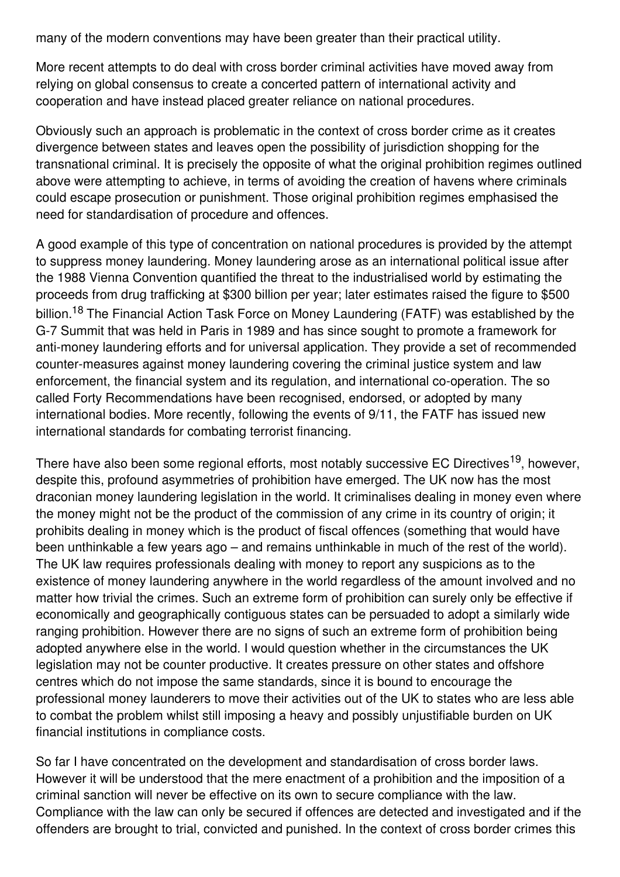many of the modern conventions may have been greater than their practical utility.

More recent attempts to do deal with cross border criminal activities have moved away from relying on global consensus to create a concerted pattern of international activity and cooperation and have instead placed greater reliance on national procedures.

Obviously such an approach is problematic in the context of cross border crime as it creates divergence between states and leaves open the possibility of jurisdiction shopping for the transnational criminal. It is precisely the opposite of what the original prohibition regimes outlined above were attempting to achieve, in terms of avoiding the creation of havens where criminals could escape prosecution or punishment. Those original prohibition regimes emphasised the need for standardisation of procedure and offences.

A good example of this type of concentration on national procedures is provided by the attempt to suppress money laundering. Money laundering arose as an international political issue after the 1988 Vienna Convention quantified the threat to the industrialised world by estimating the proceeds from drug trafficking at $300 billion per year; later estimates raised the figure to $500 billion.[18] The Financial Action Task Force on Money Laundering (FATF) was established by the G-7 Summit that was held in Paris in 1989 and has since sought to promote a framework for anti-money laundering efforts and for universal application. They provide a set of recommended counter-measures against money laundering covering the criminal justice system and law enforcement, the financial system and its regulation, and international co-operation. The so called Forty Recommendations have been recognised, endorsed, or adopted by many international bodies. More recently, following the events of 9/11, the FATF has issued new international standards for combating terrorist financing.

There have also been some regional efforts, most notably successive EC Directives[19], however, despite this, profound asymmetries of prohibition have emerged. The UK now has the most draconian money laundering legislation in the world. It criminalises dealing in money even where the money might not be the product of the commission of any crime in its country of origin; it prohibits dealing in money which is the product of fiscal offences (something that would have been unthinkable a few years ago – and remains unthinkable in much of the rest of the world). The UK law requires professionals dealing with money to report any suspicions as to the existence of money laundering anywhere in the world regardless of the amount involved and no matter how trivial the crimes. Such an extreme form of prohibition can surely only be effective if economically and geographically contiguous states can be persuaded to adopt a similarly wide ranging prohibition. However there are no signs of such an extreme form of prohibition being adopted anywhere else in the world. I would question whether in the circumstances the UK legislation may not be counter productive. It creates pressure on other states and offshore centres which do not impose the same standards, since it is bound to encourage the professional money launderers to move their activities out of the UK to states who are less able to combat the problem whilst still imposing a heavy and possibly unjustifiable burden on UK financial institutions in compliance costs.

So far I have concentrated on the development and standardisation of cross border laws. However it will be understood that the mere enactment of a prohibition and the imposition of a criminal sanction will never be effective on its own to secure compliance with the law. Compliance with the law can only be secured if offences are detected and investigated and if the offenders are brought to trial, convicted and punished. In the context of cross border crimes this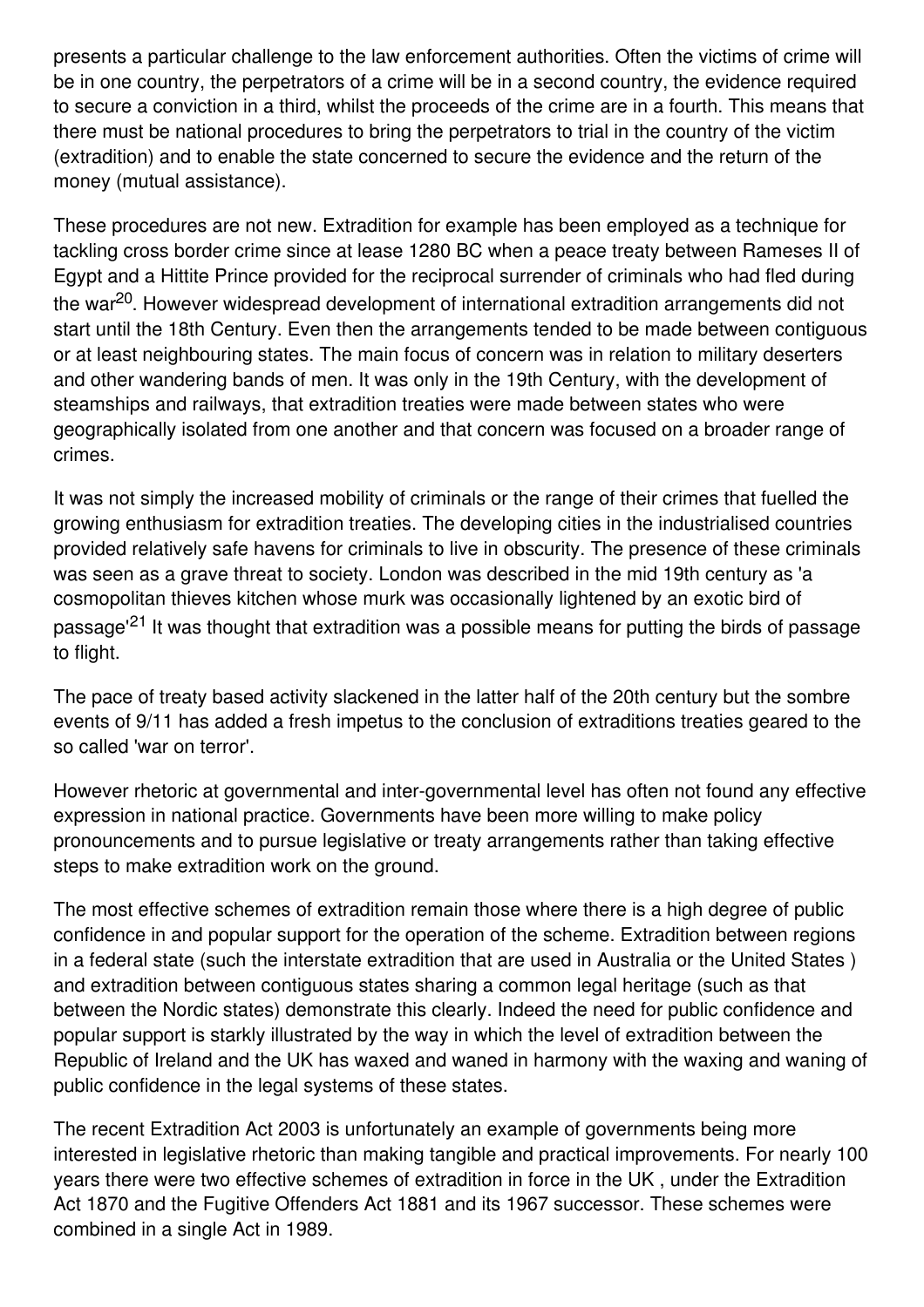presents a particular challenge to the law enforcement authorities. Often the victims of crime will be in one country, the perpetrators of a crime will be in a second country, the evidence required to secure a conviction in a third, whilst the proceeds of the crime are in a fourth. This means that there must be national procedures to bring the perpetrators to trial in the country of the victim (extradition) and to enable the state concerned to secure the evidence and the return of the money (mutual assistance).

These procedures are not new. Extradition for example has been employed as a technique for tackling cross border crime since at lease 1280 BC when a peace treaty between Rameses II of Egypt and a Hittite Prince provided for the reciprocal surrender of criminals who had fled during the war[20]. However widespread development of international extradition arrangements did not start until the 18th Century. Even then the arrangements tended to be made between contiguous or at least neighbouring states. The main focus of concern was in relation to military deserters and other wandering bands of men. It was only in the 19th Century, with the development of steamships and railways, that extradition treaties were made between states who were geographically isolated from one another and that concern was focused on a broader range of crimes.

It was not simply the increased mobility of criminals or the range of their crimes that fuelled the growing enthusiasm for extradition treaties. The developing cities in the industrialised countries provided relatively safe havens for criminals to live in obscurity. The presence of these criminals was seen as a grave threat to society. London was described in the mid 19th century as 'a cosmopolitan thieves kitchen whose murk was occasionally lightened by an exotic bird of passage'[21] It was thought that extradition was a possible means for putting the birds of passage to flight.

The pace of treaty based activity slackened in the latter half of the 20th century but the sombre events of 9/11 has added a fresh impetus to the conclusion of extraditions treaties geared to the so called 'war on terror'.

However rhetoric at governmental and inter-governmental level has often not found any effective expression in national practice. Governments have been more willing to make policy pronouncements and to pursue legislative or treaty arrangements rather than taking effective steps to make extradition work on the ground.

The most effective schemes of extradition remain those where there is a high degree of public confidence in and popular support for the operation of the scheme. Extradition between regions in a federal state (such the interstate extradition that are used in Australia or the United States ) and extradition between contiguous states sharing a common legal heritage (such as that between the Nordic states) demonstrate this clearly. Indeed the need for public confidence and popular support is starkly illustrated by the way in which the level of extradition between the Republic of Ireland and the UK has waxed and waned in harmony with the waxing and waning of public confidence in the legal systems of these states.

The recent Extradition Act 2003 is unfortunately an example of governments being more interested in legislative rhetoric than making tangible and practical improvements. For nearly 100 years there were two effective schemes of extradition in force in the UK , under the Extradition Act 1870 and the Fugitive Offenders Act 1881 and its 1967 successor. These schemes were combined in a single Act in 1989.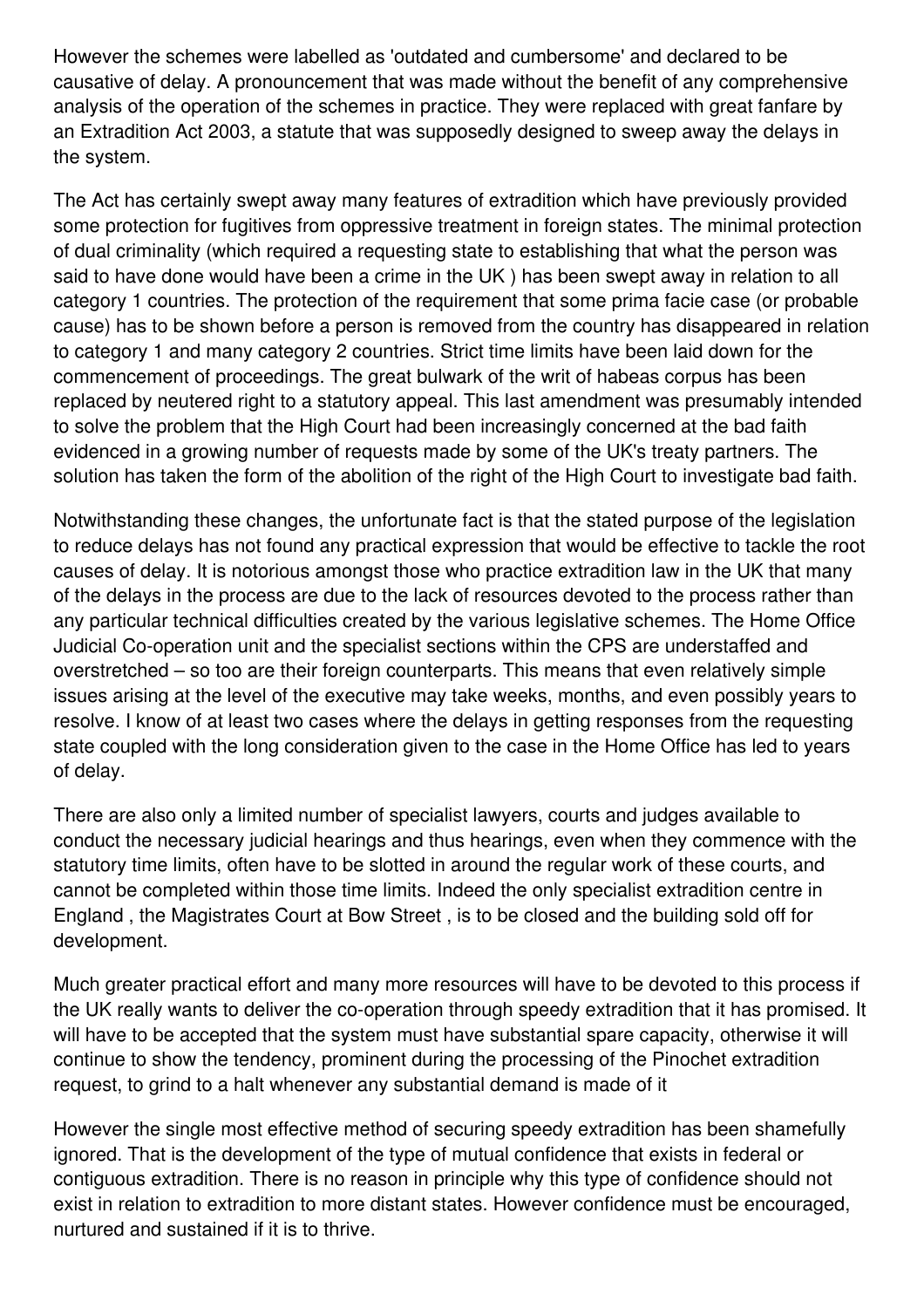However the schemes were labelled as 'outdated and cumbersome' and declared to be causative of delay. A pronouncement that was made without the benefit of any comprehensive analysis of the operation of the schemes in practice. They were replaced with great fanfare by an Extradition Act 2003, a statute that was supposedly designed to sweep away the delays in the system.

The Act has certainly swept away many features of extradition which have previously provided some protection for fugitives from oppressive treatment in foreign states. The minimal protection of dual criminality (which required a requesting state to establishing that what the person was said to have done would have been a crime in the UK ) has been swept away in relation to all category 1 countries. The protection of the requirement that some prima facie case (or probable cause) has to be shown before a person is removed from the country has disappeared in relation to category 1 and many category 2 countries. Strict time limits have been laid down for the commencement of proceedings. The great bulwark of the writ of habeas corpus has been replaced by neutered right to a statutory appeal. This last amendment was presumably intended to solve the problem that the High Court had been increasingly concerned at the bad faith evidenced in a growing number of requests made by some of the UK's treaty partners. The solution has taken the form of the abolition of the right of the High Court to investigate bad faith.

Notwithstanding these changes, the unfortunate fact is that the stated purpose of the legislation to reduce delays has not found any practical expression that would be effective to tackle the root causes of delay. It is notorious amongst those who practice extradition law in the UK that many of the delays in the process are due to the lack of resources devoted to the process rather than any particular technical difficulties created by the various legislative schemes. The Home Office Judicial Co-operation unit and the specialist sections within the CPS are understaffed and overstretched – so too are their foreign counterparts. This means that even relatively simple issues arising at the level of the executive may take weeks, months, and even possibly years to resolve. I know of at least two cases where the delays in getting responses from the requesting state coupled with the long consideration given to the case in the Home Office has led to years of delay.

There are also only a limited number of specialist lawyers, courts and judges available to conduct the necessary judicial hearings and thus hearings, even when they commence with the statutory time limits, often have to be slotted in around the regular work of these courts, and cannot be completed within those time limits. Indeed the only specialist extradition centre in England , the Magistrates Court at Bow Street , is to be closed and the building sold off for development.

Much greater practical effort and many more resources will have to be devoted to this process if the UK really wants to deliver the co-operation through speedy extradition that it has promised. It will have to be accepted that the system must have substantial spare capacity, otherwise it will continue to show the tendency, prominent during the processing of the Pinochet extradition request, to grind to a halt whenever any substantial demand is made of it

However the single most effective method of securing speedy extradition has been shamefully ignored. That is the development of the type of mutual confidence that exists in federal or contiguous extradition. There is no reason in principle why this type of confidence should not exist in relation to extradition to more distant states. However confidence must be encouraged, nurtured and sustained if it is to thrive.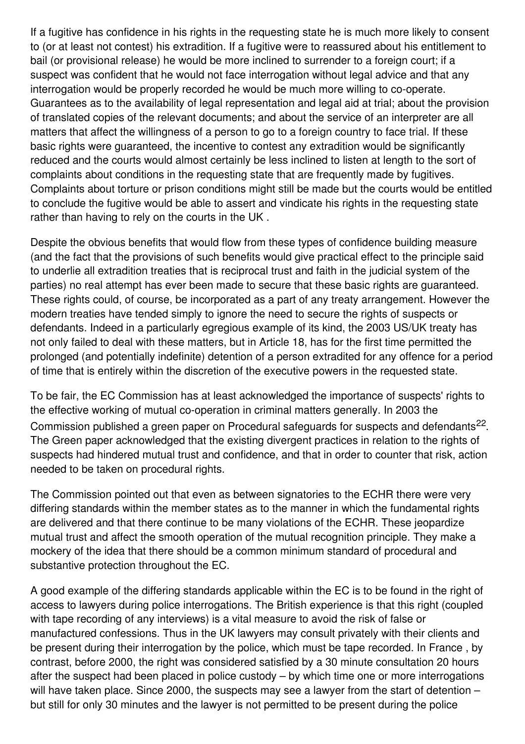If a fugitive has confidence in his rights in the requesting state he is much more likely to consent to (or at least not contest) his extradition. If a fugitive were to reassured about his entitlement to bail (or provisional release) he would be more inclined to surrender to a foreign court; if a suspect was confident that he would not face interrogation without legal advice and that any interrogation would be properly recorded he would be much more willing to co-operate. Guarantees as to the availability of legal representation and legal aid at trial; about the provision of translated copies of the relevant documents; and about the service of an interpreter are all matters that affect the willingness of a person to go to a foreign country to face trial. If these basic rights were guaranteed, the incentive to contest any extradition would be significantly reduced and the courts would almost certainly be less inclined to listen at length to the sort of complaints about conditions in the requesting state that are frequently made by fugitives. Complaints about torture or prison conditions might still be made but the courts would be entitled to conclude the fugitive would be able to assert and vindicate his rights in the requesting state rather than having to rely on the courts in the UK .

Despite the obvious benefits that would flow from these types of confidence building measure (and the fact that the provisions of such benefits would give practical effect to the principle said to underlie all extradition treaties that is reciprocal trust and faith in the judicial system of the parties) no real attempt has ever been made to secure that these basic rights are guaranteed. These rights could, of course, be incorporated as a part of any treaty arrangement. However the modern treaties have tended simply to ignore the need to secure the rights of suspects or defendants. Indeed in a particularly egregious example of its kind, the 2003 US/UK treaty has not only failed to deal with these matters, but in Article 18, has for the first time permitted the prolonged (and potentially indefinite) detention of a person extradited for any offence for a period of time that is entirely within the discretion of the executive powers in the requested state.

To be fair, the EC Commission has at least acknowledged the importance of suspects' rights to the effective working of mutual co-operation in criminal matters generally. In 2003 the Commission published a green paper on Procedural safeguards for suspects and defendants[22]. The Green paper acknowledged that the existing divergent practices in relation to the rights of suspects had hindered mutual trust and confidence, and that in order to counter that risk, action needed to be taken on procedural rights.

The Commission pointed out that even as between signatories to the ECHR there were very differing standards within the member states as to the manner in which the fundamental rights are delivered and that there continue to be many violations of the ECHR. These jeopardize mutual trust and affect the smooth operation of the mutual recognition principle. They make a mockery of the idea that there should be a common minimum standard of procedural and substantive protection throughout the EC.

A good example of the differing standards applicable within the EC is to be found in the right of access to lawyers during police interrogations. The British experience is that this right (coupled with tape recording of any interviews) is a vital measure to avoid the risk of false or manufactured confessions. Thus in the UK lawyers may consult privately with their clients and be present during their interrogation by the police, which must be tape recorded. In France , by contrast, before 2000, the right was considered satisfied by a 30 minute consultation 20 hours after the suspect had been placed in police custody – by which time one or more interrogations will have taken place. Since 2000, the suspects may see a lawyer from the start of detention – but still for only 30 minutes and the lawyer is not permitted to be present during the police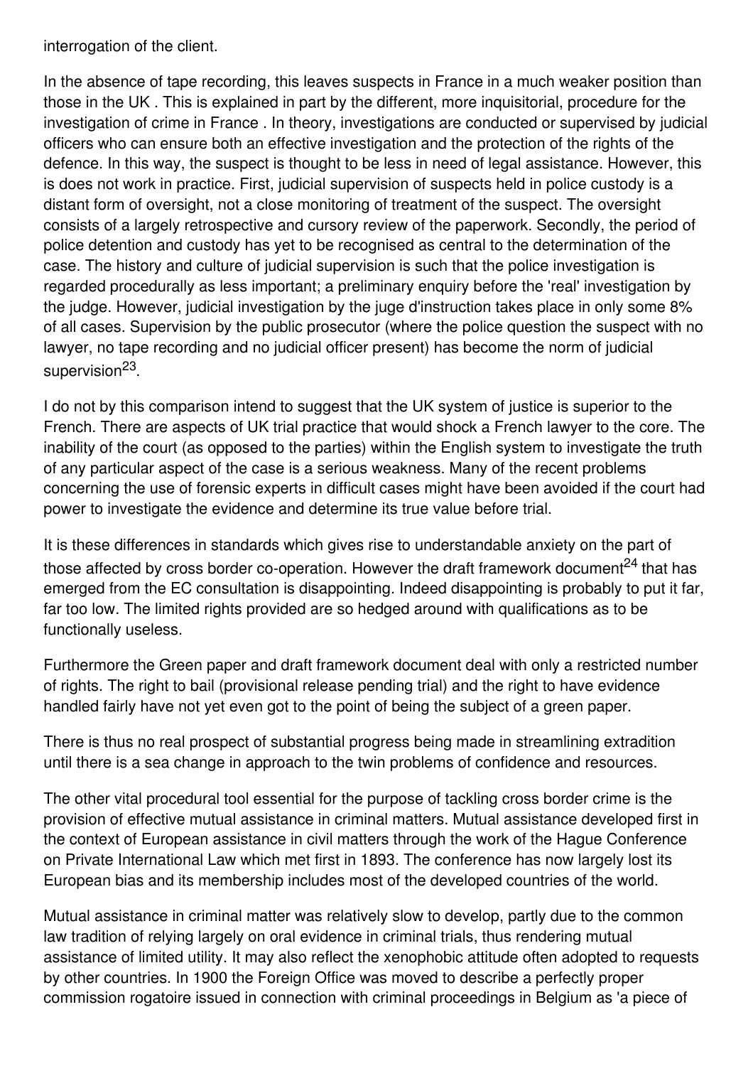interrogation of the client.

In the absence of tape recording, this leaves suspects in France in a much weaker position than those in the UK . This is explained in part by the different, more inquisitorial, procedure for the investigation of crime in France . In theory, investigations are conducted or supervised by judicial officers who can ensure both an effective investigation and the protection of the rights of the defence. In this way, the suspect is thought to be less in need of legal assistance. However, this is does not work in practice. First, judicial supervision of suspects held in police custody is a distant form of oversight, not a close monitoring of treatment of the suspect. The oversight consists of a largely retrospective and cursory review of the paperwork. Secondly, the period of police detention and custody has yet to be recognised as central to the determination of the case. The history and culture of judicial supervision is such that the police investigation is regarded procedurally as less important; a preliminary enquiry before the 'real' investigation by the judge. However, judicial investigation by the juge d'instruction takes place in only some 8% of all cases. Supervision by the public prosecutor (where the police question the suspect with no lawyer, no tape recording and no judicial officer present) has become the norm of judicial supervision[23].

I do not by this comparison intend to suggest that the UK system of justice is superior to the French. There are aspects of UK trial practice that would shock a French lawyer to the core. The inability of the court (as opposed to the parties) within the English system to investigate the truth of any particular aspect of the case is a serious weakness. Many of the recent problems concerning the use of forensic experts in difficult cases might have been avoided if the court had power to investigate the evidence and determine its true value before trial.

It is these differences in standards which gives rise to understandable anxiety on the part of those affected by cross border co-operation. However the draft framework document[24] that has emerged from the EC consultation is disappointing. Indeed disappointing is probably to put it far, far too low. The limited rights provided are so hedged around with qualifications as to be functionally useless.

Furthermore the Green paper and draft framework document deal with only a restricted number of rights. The right to bail (provisional release pending trial) and the right to have evidence handled fairly have not yet even got to the point of being the subject of a green paper.

There is thus no real prospect of substantial progress being made in streamlining extradition until there is a sea change in approach to the twin problems of confidence and resources.

The other vital procedural tool essential for the purpose of tackling cross border crime is the provision of effective mutual assistance in criminal matters. Mutual assistance developed first in the context of European assistance in civil matters through the work of the Hague Conference on Private International Law which met first in 1893. The conference has now largely lost its European bias and its membership includes most of the developed countries of the world.

Mutual assistance in criminal matter was relatively slow to develop, partly due to the common law tradition of relying largely on oral evidence in criminal trials, thus rendering mutual assistance of limited utility. It may also reflect the xenophobic attitude often adopted to requests by other countries. In 1900 the Foreign Office was moved to describe a perfectly proper commission rogatoire issued in connection with criminal proceedings in Belgium as 'a piece of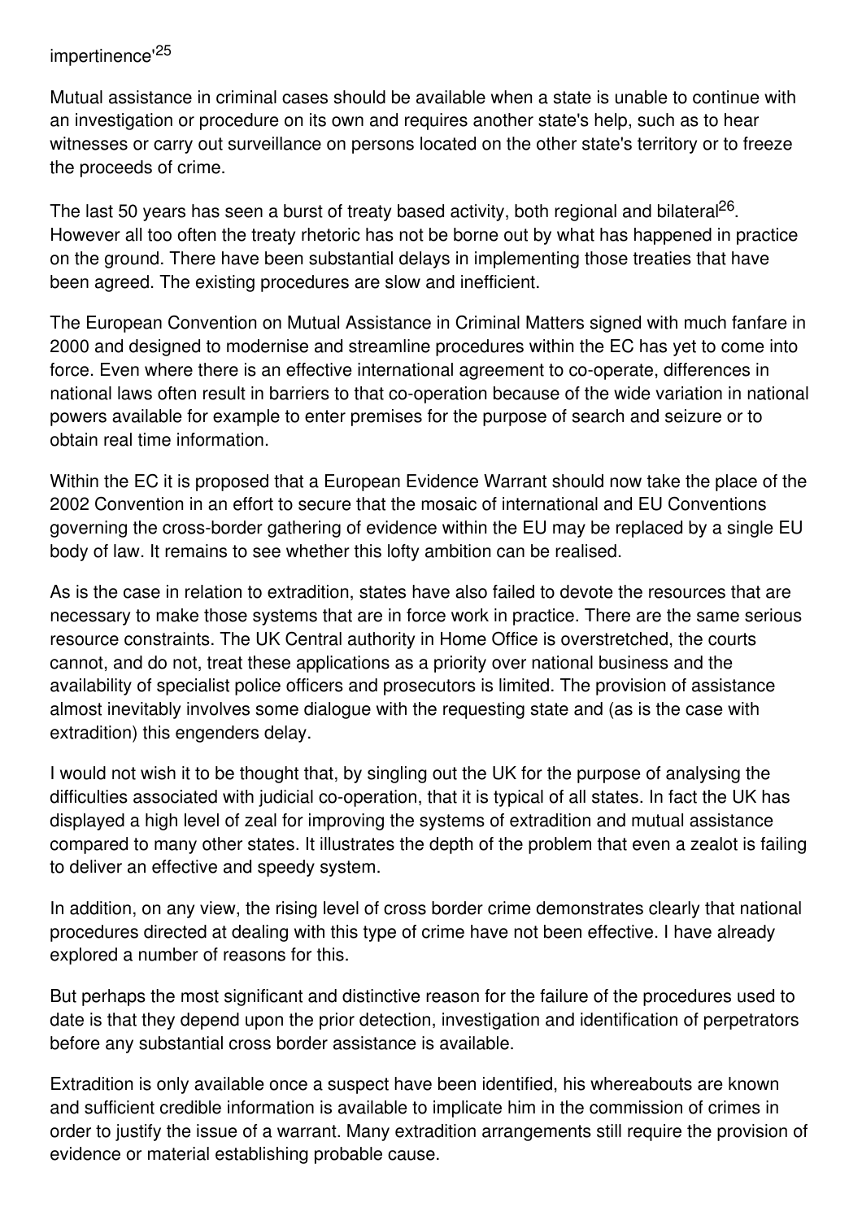impertinence'[25]

Mutual assistance in criminal cases should be available when a state is unable to continue with an investigation or procedure on its own and requires another state's help, such as to hear witnesses or carry out surveillance on persons located on the other state's territory or to freeze the proceeds of crime.

The last 50 years has seen a burst of treaty based activity, both regional and bilateral[26]. However all too often the treaty rhetoric has not be borne out by what has happened in practice on the ground. There have been substantial delays in implementing those treaties that have been agreed. The existing procedures are slow and inefficient.

The European Convention on Mutual Assistance in Criminal Matters signed with much fanfare in 2000 and designed to modernise and streamline procedures within the EC has yet to come into force. Even where there is an effective international agreement to co-operate, differences in national laws often result in barriers to that co-operation because of the wide variation in national powers available for example to enter premises for the purpose of search and seizure or to obtain real time information.

Within the EC it is proposed that a European Evidence Warrant should now take the place of the 2002 Convention in an effort to secure that the mosaic of international and EU Conventions governing the cross-border gathering of evidence within the EU may be replaced by a single EU body of law. It remains to see whether this lofty ambition can be realised.

As is the case in relation to extradition, states have also failed to devote the resources that are necessary to make those systems that are in force work in practice. There are the same serious resource constraints. The UK Central authority in Home Office is overstretched, the courts cannot, and do not, treat these applications as a priority over national business and the availability of specialist police officers and prosecutors is limited. The provision of assistance almost inevitably involves some dialogue with the requesting state and (as is the case with extradition) this engenders delay.

I would not wish it to be thought that, by singling out the UK for the purpose of analysing the difficulties associated with judicial co-operation, that it is typical of all states. In fact the UK has displayed a high level of zeal for improving the systems of extradition and mutual assistance compared to many other states. It illustrates the depth of the problem that even a zealot is failing to deliver an effective and speedy system.

In addition, on any view, the rising level of cross border crime demonstrates clearly that national procedures directed at dealing with this type of crime have not been effective. I have already explored a number of reasons for this.

But perhaps the most significant and distinctive reason for the failure of the procedures used to date is that they depend upon the prior detection, investigation and identification of perpetrators before any substantial cross border assistance is available.

Extradition is only available once a suspect have been identified, his whereabouts are known and sufficient credible information is available to implicate him in the commission of crimes in order to justify the issue of a warrant. Many extradition arrangements still require the provision of evidence or material establishing probable cause.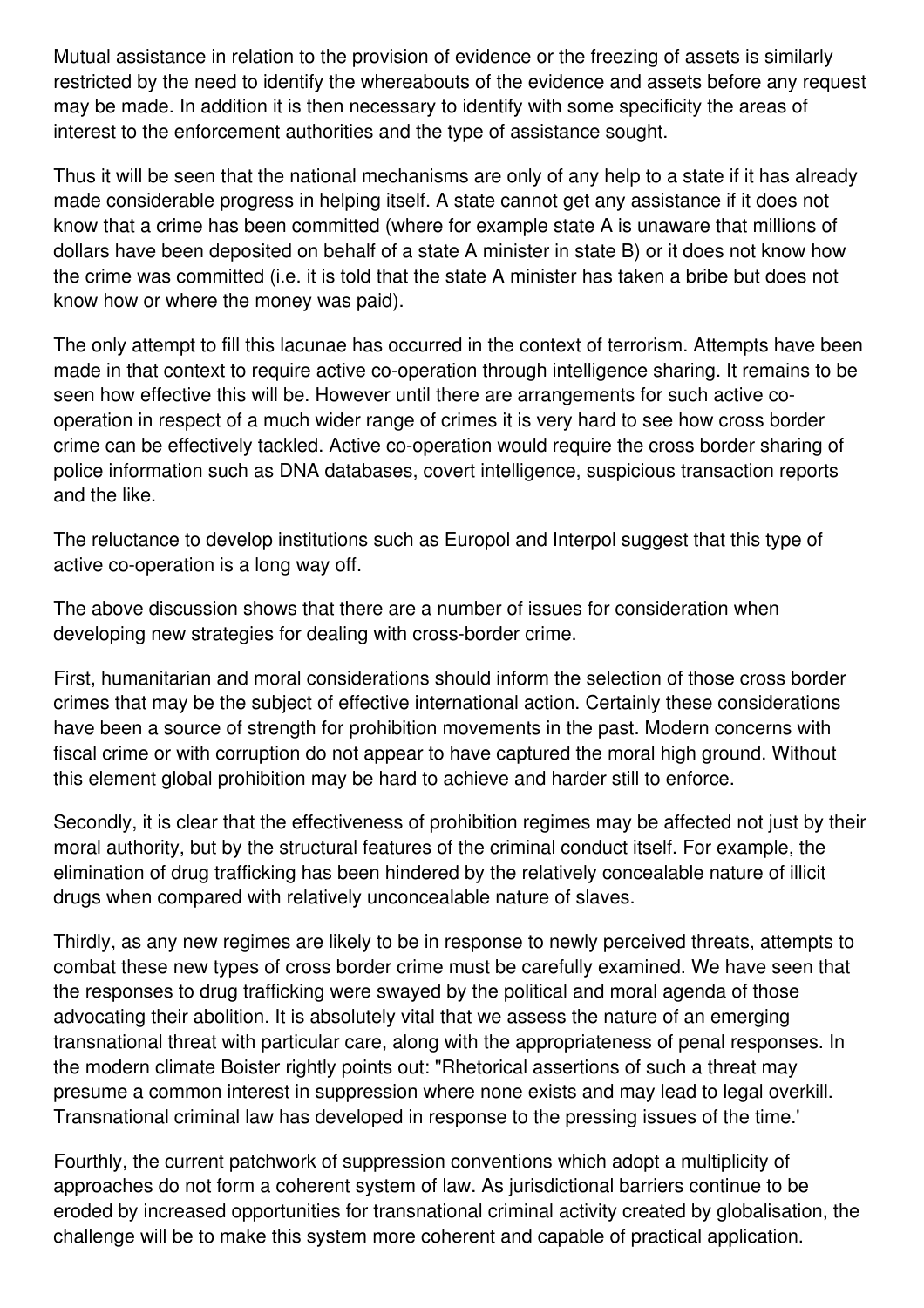Mutual assistance in relation to the provision of evidence or the freezing of assets is similarly restricted by the need to identify the whereabouts of the evidence and assets before any request may be made. In addition it is then necessary to identify with some specificity the areas of interest to the enforcement authorities and the type of assistance sought.

Thus it will be seen that the national mechanisms are only of any help to a state if it has already made considerable progress in helping itself. A state cannot get any assistance if it does not know that a crime has been committed (where for example state A is unaware that millions of dollars have been deposited on behalf of a state A minister in state B) or it does not know how the crime was committed (i.e. it is told that the state A minister has taken a bribe but does not know how or where the money was paid).

The only attempt to fill this lacunae has occurred in the context of terrorism. Attempts have been made in that context to require active co-operation through intelligence sharing. It remains to be seen how effective this will be. However until there are arrangements for such active co-operation in respect of a much wider range of crimes it is very hard to see how cross border crime can be effectively tackled. Active co-operation would require the cross border sharing of police information such as DNA databases, covert intelligence, suspicious transaction reports and the like.

The reluctance to develop institutions such as Europol and Interpol suggest that this type of active co-operation is a long way off.

The above discussion shows that there are a number of issues for consideration when developing new strategies for dealing with cross-border crime.

First, humanitarian and moral considerations should inform the selection of those cross border crimes that may be the subject of effective international action. Certainly these considerations have been a source of strength for prohibition movements in the past. Modern concerns with fiscal crime or with corruption do not appear to have captured the moral high ground. Without this element global prohibition may be hard to achieve and harder still to enforce.

Secondly, it is clear that the effectiveness of prohibition regimes may be affected not just by their moral authority, but by the structural features of the criminal conduct itself. For example, the elimination of drug trafficking has been hindered by the relatively concealable nature of illicit drugs when compared with relatively unconcealable nature of slaves.

Thirdly, as any new regimes are likely to be in response to newly perceived threats, attempts to combat these new types of cross border crime must be carefully examined. We have seen that the responses to drug trafficking were swayed by the political and moral agenda of those advocating their abolition. It is absolutely vital that we assess the nature of an emerging transnational threat with particular care, along with the appropriateness of penal responses. In the modern climate Boister rightly points out: "Rhetorical assertions of such a threat may presume a common interest in suppression where none exists and may lead to legal overkill. Transnational criminal law has developed in response to the pressing issues of the time.'

Fourthly, the current patchwork of suppression conventions which adopt a multiplicity of approaches do not form a coherent system of law. As jurisdictional barriers continue to be eroded by increased opportunities for transnational criminal activity created by globalisation, the challenge will be to make this system more coherent and capable of practical application.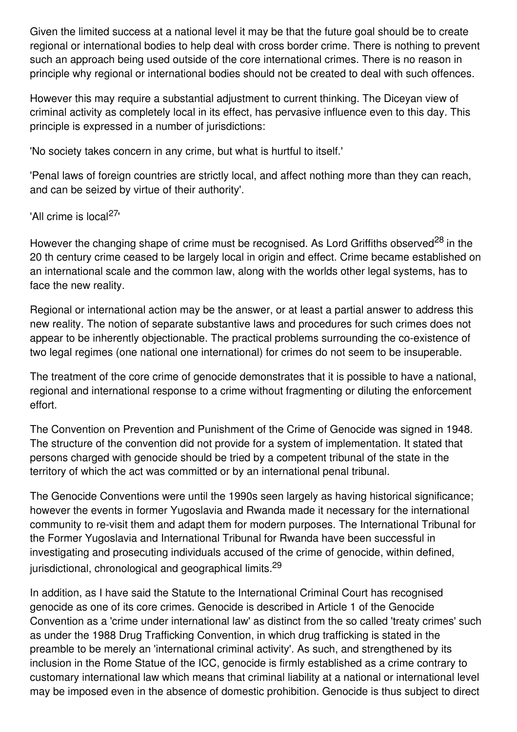Given the limited success at a national level it may be that the future goal should be to create regional or international bodies to help deal with cross border crime. There is nothing to prevent such an approach being used outside of the core international crimes. There is no reason in principle why regional or international bodies should not be created to deal with such offences.

However this may require a substantial adjustment to current thinking. The Diceyan view of criminal activity as completely local in its effect, has pervasive influence even to this day. This principle is expressed in a number of jurisdictions:

'No society takes concern in any crime, but what is hurtful to itself.'

'Penal laws of foreign countries are strictly local, and affect nothing more than they can reach, and can be seized by virtue of their authority'.

'All crime is local[27]'

However the changing shape of crime must be recognised. As Lord Griffiths observed[28] in the 20 th century crime ceased to be largely local in origin and effect. Crime became established on an international scale and the common law, along with the worlds other legal systems, has to face the new reality.

Regional or international action may be the answer, or at least a partial answer to address this new reality. The notion of separate substantive laws and procedures for such crimes does not appear to be inherently objectionable. The practical problems surrounding the co-existence of two legal regimes (one national one international) for crimes do not seem to be insuperable.

The treatment of the core crime of genocide demonstrates that it is possible to have a national, regional and international response to a crime without fragmenting or diluting the enforcement effort.

The Convention on Prevention and Punishment of the Crime of Genocide was signed in 1948. The structure of the convention did not provide for a system of implementation. It stated that persons charged with genocide should be tried by a competent tribunal of the state in the territory of which the act was committed or by an international penal tribunal.

The Genocide Conventions were until the 1990s seen largely as having historical significance; however the events in former Yugoslavia and Rwanda made it necessary for the international community to re-visit them and adapt them for modern purposes. The International Tribunal for the Former Yugoslavia and International Tribunal for Rwanda have been successful in investigating and prosecuting individuals accused of the crime of genocide, within defined, jurisdictional, chronological and geographical limits.[29]

In addition, as I have said the Statute to the International Criminal Court has recognised genocide as one of its core crimes. Genocide is described in Article 1 of the Genocide Convention as a 'crime under international law' as distinct from the so called 'treaty crimes' such as under the 1988 Drug Trafficking Convention, in which drug trafficking is stated in the preamble to be merely an 'international criminal activity'. As such, and strengthened by its inclusion in the Rome Statue of the ICC, genocide is firmly established as a crime contrary to customary international law which means that criminal liability at a national or international level may be imposed even in the absence of domestic prohibition. Genocide is thus subject to direct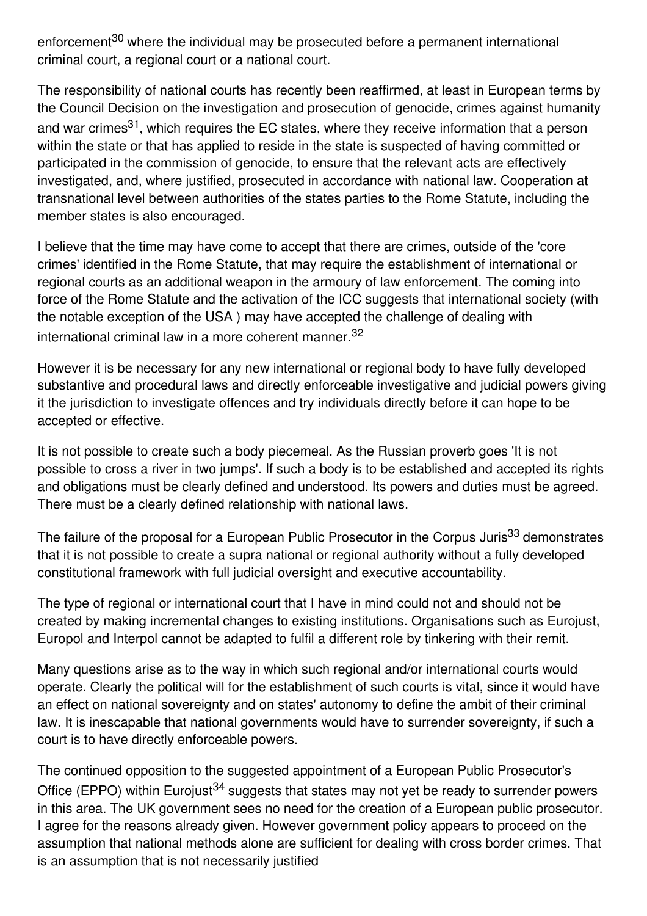enforcement[30] where the individual may be prosecuted before a permanent international criminal court, a regional court or a national court.

The responsibility of national courts has recently been reaffirmed, at least in European terms by the Council Decision on the investigation and prosecution of genocide, crimes against humanity and war crimes[31], which requires the EC states, where they receive information that a person within the state or that has applied to reside in the state is suspected of having committed or participated in the commission of genocide, to ensure that the relevant acts are effectively investigated, and, where justified, prosecuted in accordance with national law. Cooperation at transnational level between authorities of the states parties to the Rome Statute, including the member states is also encouraged.

I believe that the time may have come to accept that there are crimes, outside of the 'core crimes' identified in the Rome Statute, that may require the establishment of international or regional courts as an additional weapon in the armoury of law enforcement. The coming into force of the Rome Statute and the activation of the ICC suggests that international society (with the notable exception of the USA ) may have accepted the challenge of dealing with international criminal law in a more coherent manner.[32]

However it is be necessary for any new international or regional body to have fully developed substantive and procedural laws and directly enforceable investigative and judicial powers giving it the jurisdiction to investigate offences and try individuals directly before it can hope to be accepted or effective.

It is not possible to create such a body piecemeal. As the Russian proverb goes 'It is not possible to cross a river in two jumps'. If such a body is to be established and accepted its rights and obligations must be clearly defined and understood. Its powers and duties must be agreed. There must be a clearly defined relationship with national laws.

The failure of the proposal for a European Public Prosecutor in the Corpus Juris[33] demonstrates that it is not possible to create a supra national or regional authority without a fully developed constitutional framework with full judicial oversight and executive accountability.

The type of regional or international court that I have in mind could not and should not be created by making incremental changes to existing institutions. Organisations such as Eurojust, Europol and Interpol cannot be adapted to fulfil a different role by tinkering with their remit.

Many questions arise as to the way in which such regional and/or international courts would operate. Clearly the political will for the establishment of such courts is vital, since it would have an effect on national sovereignty and on states' autonomy to define the ambit of their criminal law. It is inescapable that national governments would have to surrender sovereignty, if such a court is to have directly enforceable powers.

The continued opposition to the suggested appointment of a European Public Prosecutor's Office (EPPO) within Eurojust[34] suggests that states may not yet be ready to surrender powers in this area. The UK government sees no need for the creation of a European public prosecutor. I agree for the reasons already given. However government policy appears to proceed on the assumption that national methods alone are sufficient for dealing with cross border crimes. That is an assumption that is not necessarily justified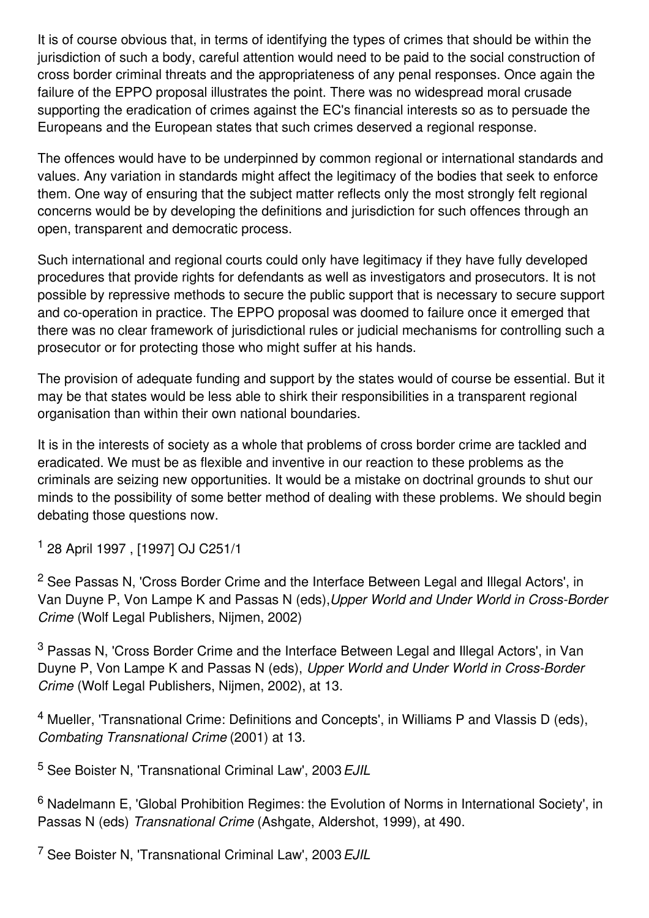It is of course obvious that, in terms of identifying the types of crimes that should be within the jurisdiction of such a body, careful attention would need to be paid to the social construction of cross border criminal threats and the appropriateness of any penal responses. Once again the failure of the EPPO proposal illustrates the point. There was no widespread moral crusade supporting the eradication of crimes against the EC's financial interests so as to persuade the Europeans and the European states that such crimes deserved a regional response.

The offences would have to be underpinned by common regional or international standards and values. Any variation in standards might affect the legitimacy of the bodies that seek to enforce them. One way of ensuring that the subject matter reflects only the most strongly felt regional concerns would be by developing the definitions and jurisdiction for such offences through an open, transparent and democratic process.

Such international and regional courts could only have legitimacy if they have fully developed procedures that provide rights for defendants as well as investigators and prosecutors. It is not possible by repressive methods to secure the public support that is necessary to secure support and co-operation in practice. The EPPO proposal was doomed to failure once it emerged that there was no clear framework of jurisdictional rules or judicial mechanisms for controlling such a prosecutor or for protecting those who might suffer at his hands.

The provision of adequate funding and support by the states would of course be essential. But it may be that states would be less able to shirk their responsibilities in a transparent regional organisation than within their own national boundaries.

It is in the interests of society as a whole that problems of cross border crime are tackled and eradicated. We must be as flexible and inventive in our reaction to these problems as the criminals are seizing new opportunities. It would be a mistake on doctrinal grounds to shut our minds to the possibility of some better method of dealing with these problems. We should begin debating those questions now.

[1] 28 April 1997 , [1997] OJ C251/1

[2] See Passas N, 'Cross Border Crime and the Interface Between Legal and Illegal Actors', in Van Duyne P, Von Lampe K and Passas N (eds),*Upper World and Under World in Cross-Border Crime* (Wolf Legal Publishers, Nijmen, 2002)

[3] Passas N, 'Cross Border Crime and the Interface Between Legal and Illegal Actors', in Van Duyne P, Von Lampe K and Passas N (eds), *Upper World and Under World in Cross-Border Crime* (Wolf Legal Publishers, Nijmen, 2002), at 13.

[4] Mueller, 'Transnational Crime: Definitions and Concepts', in Williams P and Vlassis D (eds), *Combating Transnational Crime* (2001) at 13.

[5] See Boister N, 'Transnational Criminal Law', 2003 *EJIL*

[6] Nadelmann E, 'Global Prohibition Regimes: the Evolution of Norms in International Society', in Passas N (eds) *Transnational Crime* (Ashgate, Aldershot, 1999), at 490.

[7] See Boister N, 'Transnational Criminal Law', 2003 *EJIL*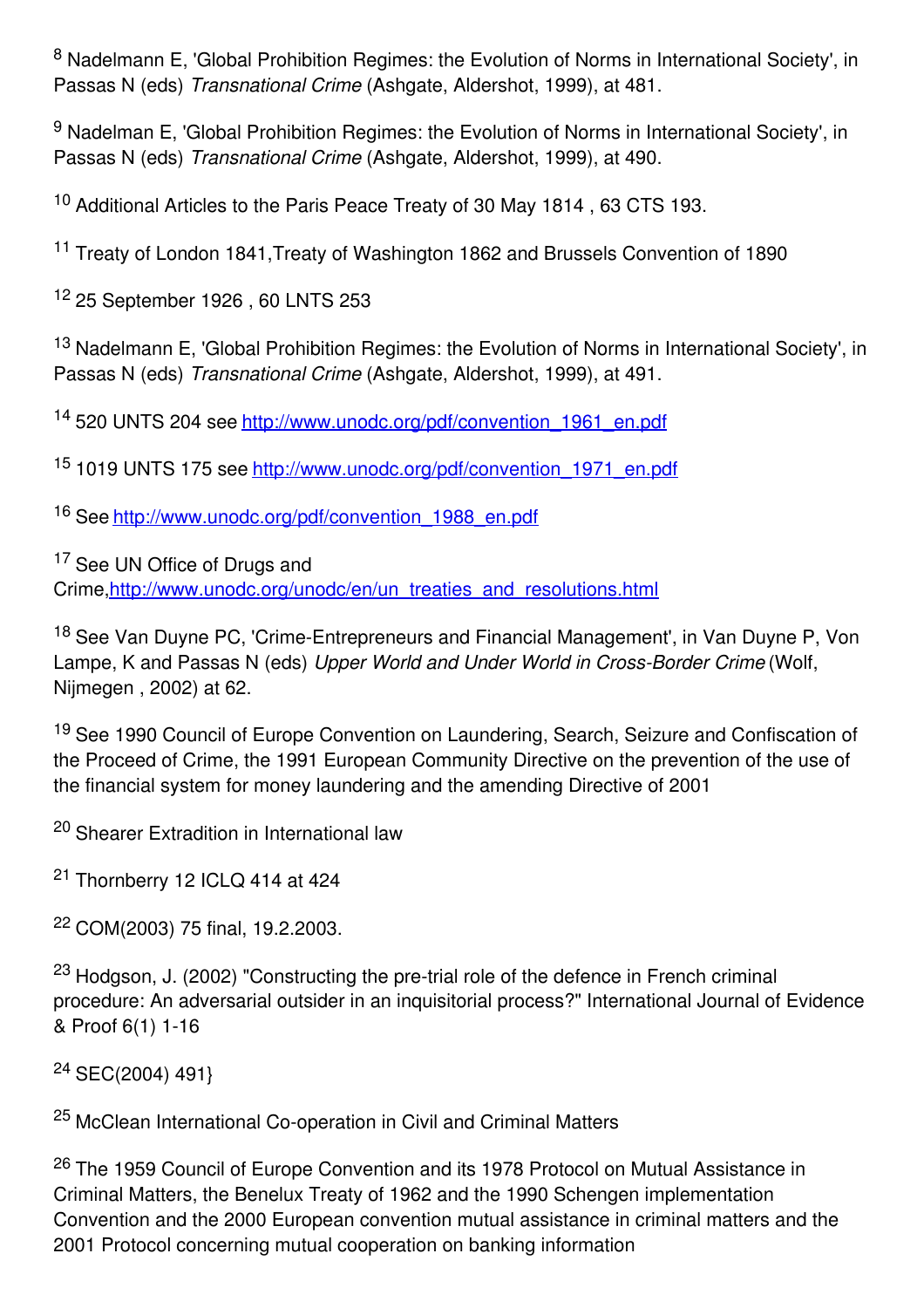[8] Nadelmann E, 'Global Prohibition Regimes: the Evolution of Norms in International Society', in Passas N (eds) *Transnational Crime* (Ashgate, Aldershot, 1999), at 481.

[9] Nadelman E, 'Global Prohibition Regimes: the Evolution of Norms in International Society', in Passas N (eds) *Transnational Crime* (Ashgate, Aldershot, 1999), at 490.

[10] Additional Articles to the Paris Peace Treaty of 30 May 1814 , 63 CTS 193.

[11] Treaty of London 1841,Treaty of Washington 1862 and Brussels Convention of 1890

[12] 25 September 1926 , 60 LNTS 253

[13] Nadelmann E, 'Global Prohibition Regimes: the Evolution of Norms in International Society', in Passas N (eds) *Transnational Crime* (Ashgate, Aldershot, 1999), at 491.

[14] 520 UNTS 204 see http://www.unodc.org/pdf/convention_1961_en.pdf

[15] 1019 UNTS 175 see http://www.unodc.org/pdf/convention_1971_en.pdf

[16] See http://www.unodc.org/pdf/convention_1988_en.pdf

[17] See UN Office of Drugs and Crime,http://www.unodc.org/unodc/en/un_treaties_and_resolutions.html

[18] See Van Duyne PC, 'Crime-Entrepreneurs and Financial Management', in Van Duyne P, Von Lampe, K and Passas N (eds) *Upper World and Under World in Cross-Border Crime* (Wolf, Nijmegen , 2002) at 62.

[19] See 1990 Council of Europe Convention on Laundering, Search, Seizure and Confiscation of the Proceed of Crime, the 1991 European Community Directive on the prevention of the use of the financial system for money laundering and the amending Directive of 2001

[20] Shearer Extradition in International law

[21] Thornberry 12 ICLQ 414 at 424

[22] COM(2003) 75 final, 19.2.2003.

[23] Hodgson, J. (2002) "Constructing the pre-trial role of the defence in French criminal procedure: An adversarial outsider in an inquisitorial process?" International Journal of Evidence & Proof 6(1) 1-16

[24] SEC(2004) 491}

[25] McClean International Co-operation in Civil and Criminal Matters

[26] The 1959 Council of Europe Convention and its 1978 Protocol on Mutual Assistance in Criminal Matters, the Benelux Treaty of 1962 and the 1990 Schengen implementation Convention and the 2000 European convention mutual assistance in criminal matters and the 2001 Protocol concerning mutual cooperation on banking information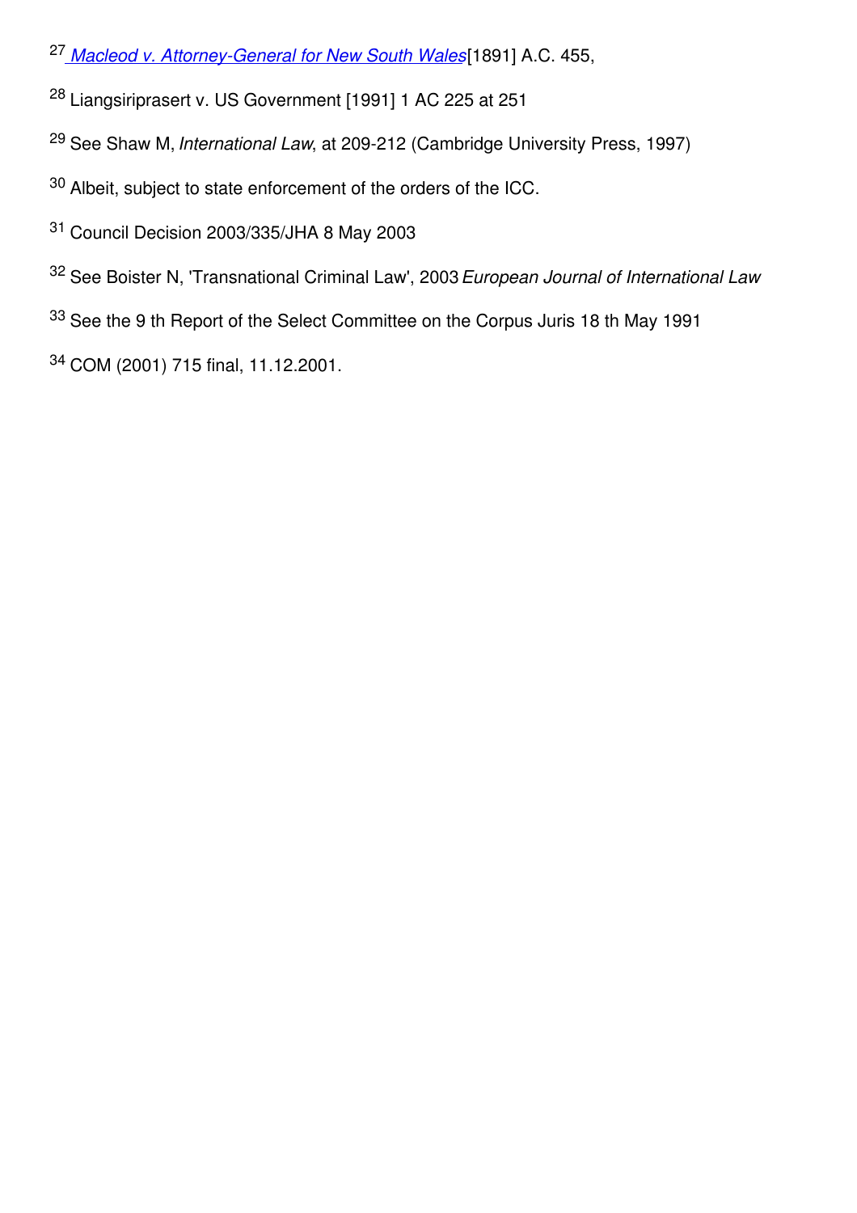[27] *Macleod v. Attorney-General for New South Wales*[1891] A.C. 455,

[28] Liangsiriprasert v. US Government [1991] 1 AC 225 at 251

[29] See Shaw M, *International Law*, at 209-212 (Cambridge University Press, 1997)

[30] Albeit, subject to state enforcement of the orders of the ICC.

[31] Council Decision 2003/335/JHA 8 May 2003

[32] See Boister N, 'Transnational Criminal Law', 2003 *European Journal of International Law*

[33] See the 9 th Report of the Select Committee on the Corpus Juris 18 th May 1991

[34] COM (2001) 715 final, 11.12.2001.